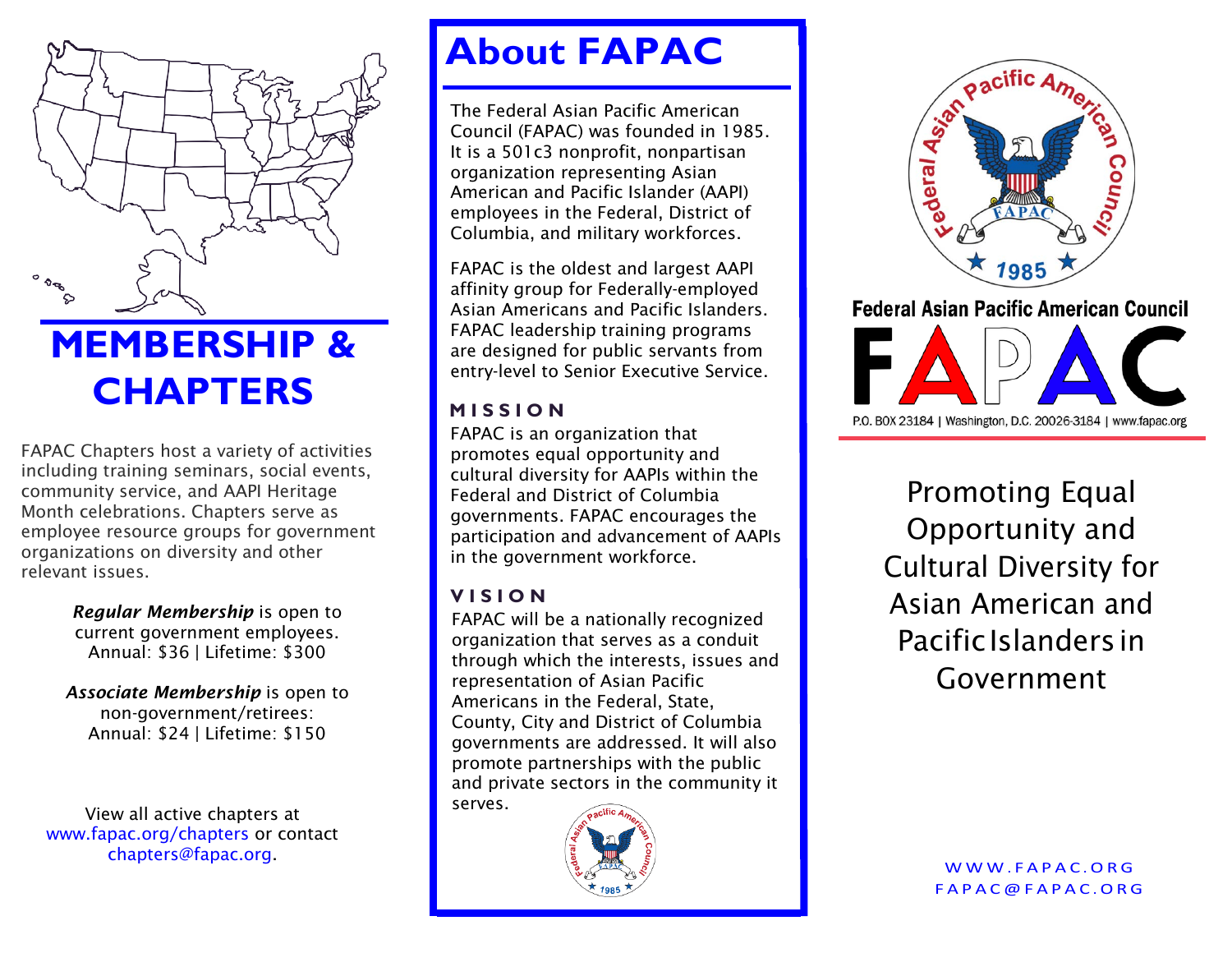# MEMBERSHIP & CHAPTERS

FAPAC Chapters host a variety of activities including training seminars, social events, community service, and AAPI Heritage Month celebrations. Chapters serve as employee resource groups for government organizations on diversity and other relevant issues.

***Regular Membership*** is open to current government employees.
Annual: $36 | Lifetime: $300

***Associate Membership*** is open to non-government/retirees:
Annual: $24 | Lifetime: $150

View all active chapters at www.fapac.org/chapters or contact chapters@fapac.org.

# About FAPAC

The Federal Asian Pacific American Council (FAPAC) was founded in 1985. It is a 501c3 nonprofit, nonpartisan organization representing Asian American and Pacific Islander (AAPI) employees in the Federal, District of Columbia, and military workforces.

FAPAC is the oldest and largest AAPI affinity group for Federally-employed Asian Americans and Pacific Islanders. FAPAC leadership training programs are designed for public servants from entry-level to Senior Executive Service.

## MISSION

FAPAC is an organization that promotes equal opportunity and cultural diversity for AAPIs within the Federal and District of Columbia governments. FAPAC encourages the participation and advancement of AAPIs in the government workforce.

## VISION

FAPAC will be a nationally recognized organization that serves as a conduit through which the interests, issues and representation of Asian Pacific Americans in the Federal, State, County, City and District of Columbia governments are addressed. It will also promote partnerships with the public and private sectors in the community it serves.

Federal Asian Pacific American Council

FAPAC

P.O. BOX 23184 | Washington, D.C. 20026-3184 | www.fapac.org

Promoting Equal Opportunity and Cultural Diversity for Asian American and Pacific Islanders in Government

WWW.FAPAC.ORG
FAPAC@FAPAC.ORG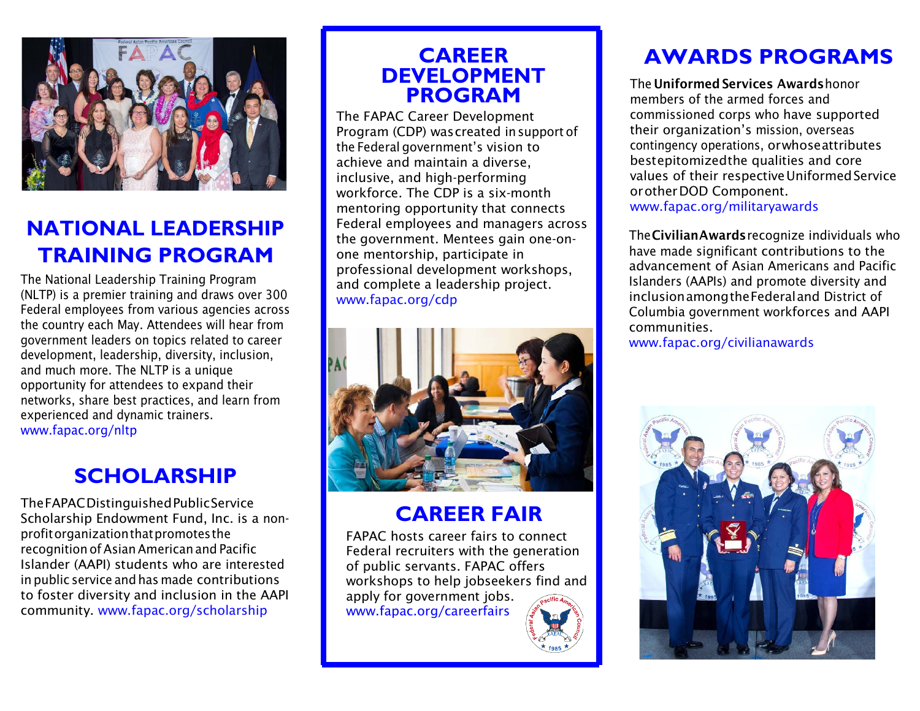## NATIONAL LEADERSHIP TRAINING PROGRAM

The National Leadership Training Program (NLTP) is a premier training and draws over 300 Federal employees from various agencies across the country each May. Attendees will hear from government leaders on topics related to career development, leadership, diversity, inclusion, and much more. The NLTP is a unique opportunity for attendees to expand their networks, share best practices, and learn from experienced and dynamic trainers.
www.fapac.org/nltp

## SCHOLARSHIP

The FAPAC Distinguished Public Service Scholarship Endowment Fund, Inc. is a non-profit organization that promotes the recognition of Asian American and Pacific Islander (AAPI) students who are interested in public service and has made contributions to foster diversity and inclusion in the AAPI community. www.fapac.org/scholarship

## CAREER DEVELOPMENT PROGRAM

The FAPAC Career Development Program (CDP) was created in support of the Federal government's vision to achieve and maintain a diverse, inclusive, and high-performing workforce. The CDP is a six-month mentoring opportunity that connects Federal employees and managers across the government. Mentees gain one-on-one mentorship, participate in professional development workshops, and complete a leadership project.
www.fapac.org/cdp

## CAREER FAIR

FAPAC hosts career fairs to connect Federal recruiters with the generation of public servants. FAPAC offers workshops to help jobseekers find and apply for government jobs.
www.fapac.org/careerfairs

## AWARDS PROGRAMS

The **Uniformed Services Awards** honor members of the armed forces and commissioned corps who have supported their organization's mission, overseas contingency operations, or whose attributes best epitomized the qualities and core values of their respective Uniformed Service or other DOD Component.
www.fapac.org/militaryawards

The **Civilian Awards** recognize individuals who have made significant contributions to the advancement of Asian Americans and Pacific Islanders (AAPIs) and promote diversity and inclusion among the Federal and District of Columbia government workforces and AAPI communities.
www.fapac.org/civilianawards